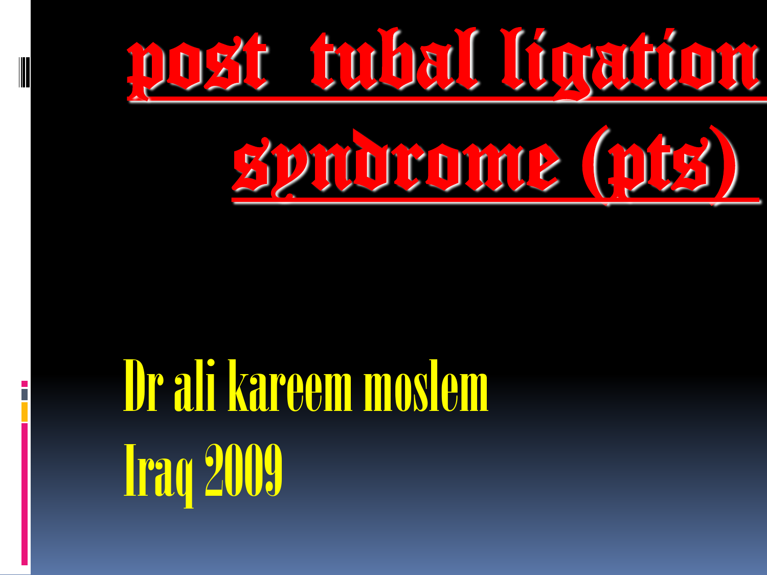# post tubal ligation syndrome (pts)

Dr ali kareem moslem

Iraq 2009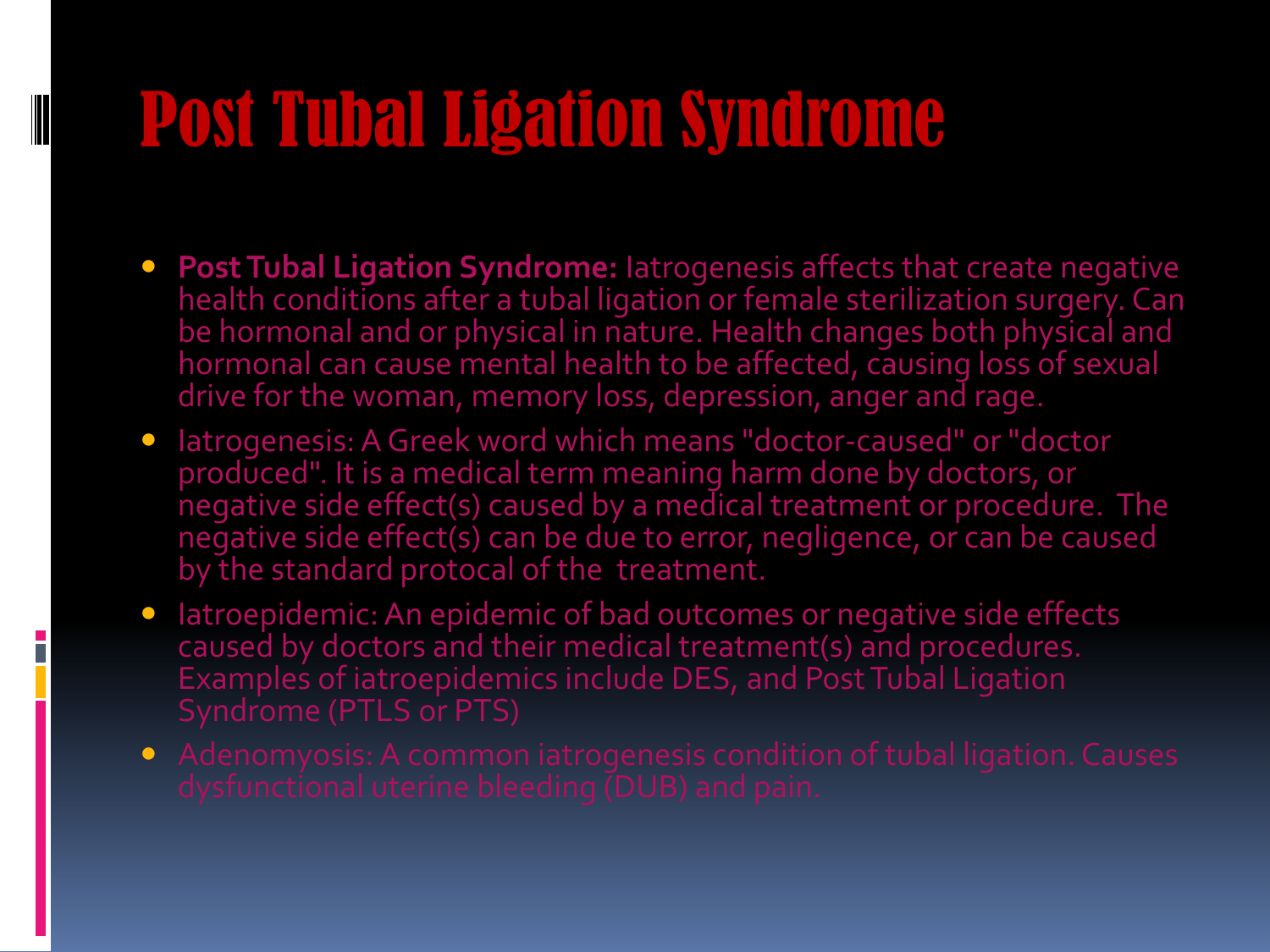# Post Tubal Ligation Syndrome

- **Post Tubal Ligation Syndrome:** Iatrogenesis affects that create negative health conditions after a tubal ligation or female sterilization surgery. Can be hormonal and or physical in nature. Health changes both physical and hormonal can cause mental health to be affected, causing loss of sexual drive for the woman, memory loss, depression, anger and rage.
- Iatrogenesis: A Greek word which means "doctor-caused" or "doctor produced". It is a medical term meaning harm done by doctors, or negative side effect(s) caused by a medical treatment or procedure. The negative side effect(s) can be due to error, negligence, or can be caused by the standard protocal of the treatment.
- Iatroepidemic: An epidemic of bad outcomes or negative side effects caused by doctors and their medical treatment(s) and procedures. Examples of iatroepidemics include DES, and Post Tubal Ligation Syndrome (PTLS or PTS)
- Adenomyosis: A common iatrogenesis condition of tubal ligation. Causes dysfunctional uterine bleeding (DUB) and pain.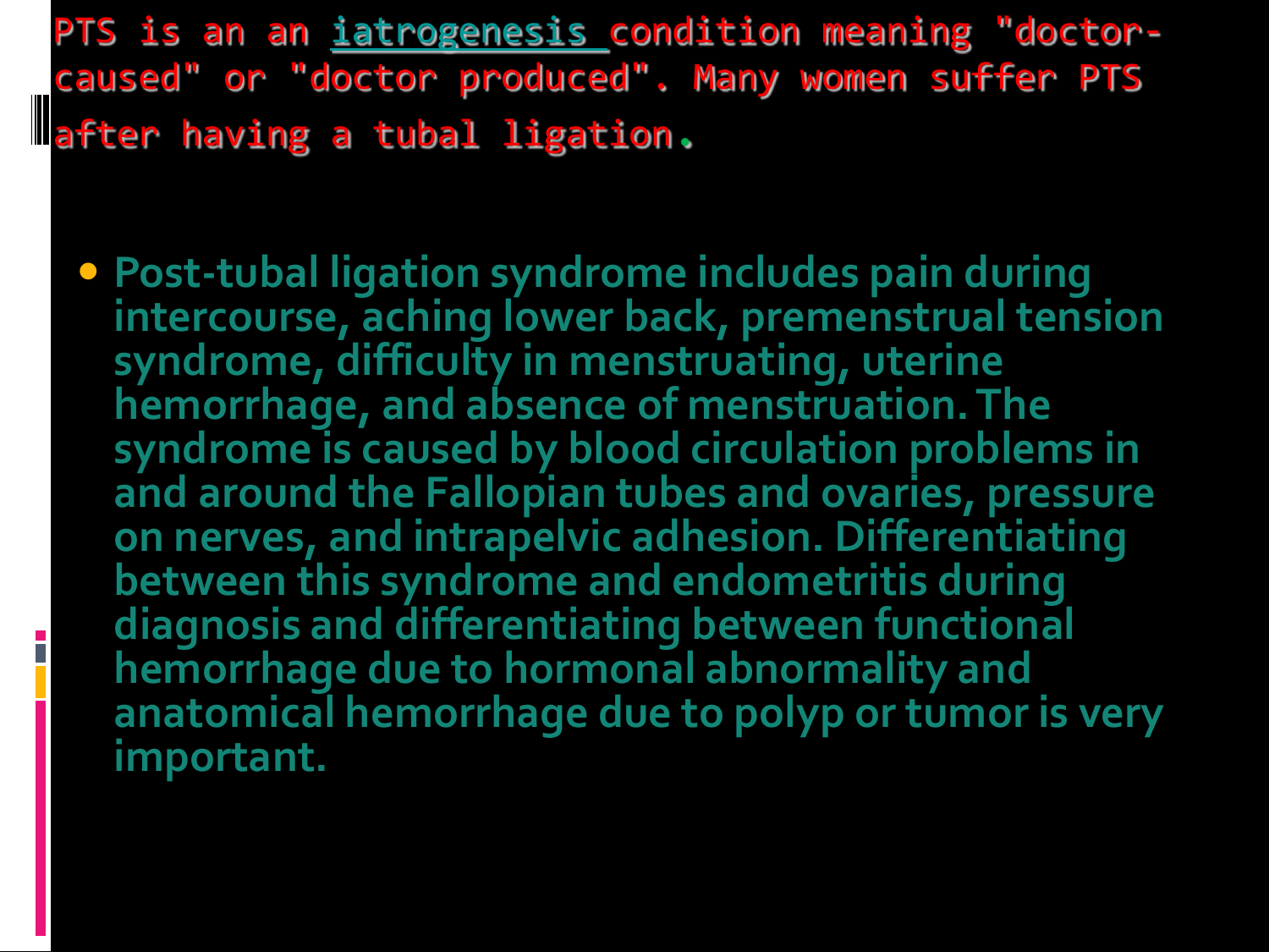PTS is an an iatrogenesis condition meaning "doctor-caused" or "doctor produced". Many women suffer PTS after having a tubal ligation.

- Post-tubal ligation syndrome includes pain during intercourse, aching lower back, premenstrual tension syndrome, difficulty in menstruating, uterine hemorrhage, and absence of menstruation. The syndrome is caused by blood circulation problems in and around the Fallopian tubes and ovaries, pressure on nerves, and intrapelvic adhesion. Differentiating between this syndrome and endometritis during diagnosis and differentiating between functional hemorrhage due to hormonal abnormality and anatomical hemorrhage due to polyp or tumor is very important.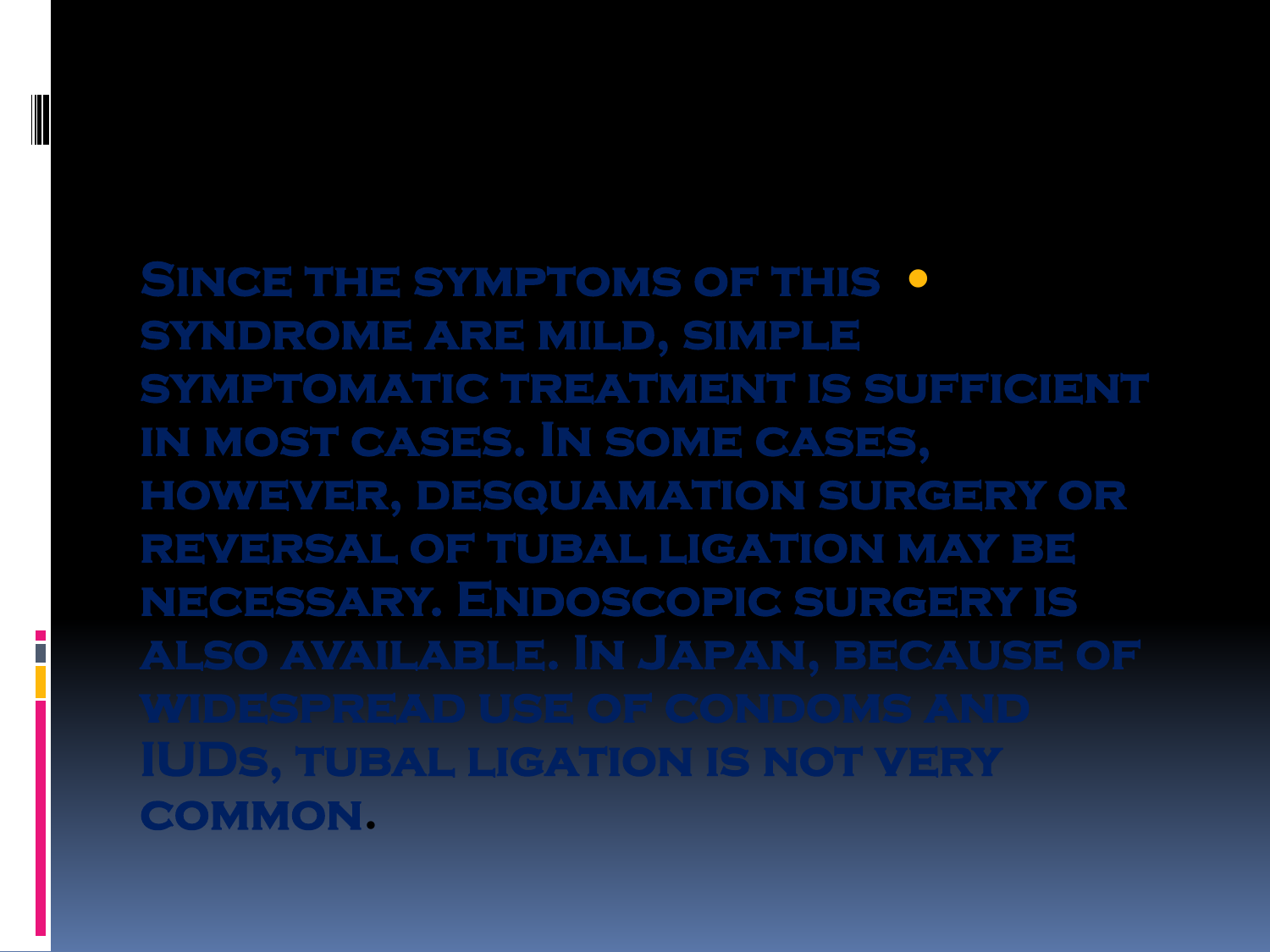- Since the symptoms of this syndrome are mild, simple symptomatic treatment is sufficient in most cases. In some cases, however, desquamation surgery or reversal of tubal ligation may be necessary. Endoscopic surgery is also available. In Japan, because of widespread use of condoms and IUDs, tubal ligation is not very common.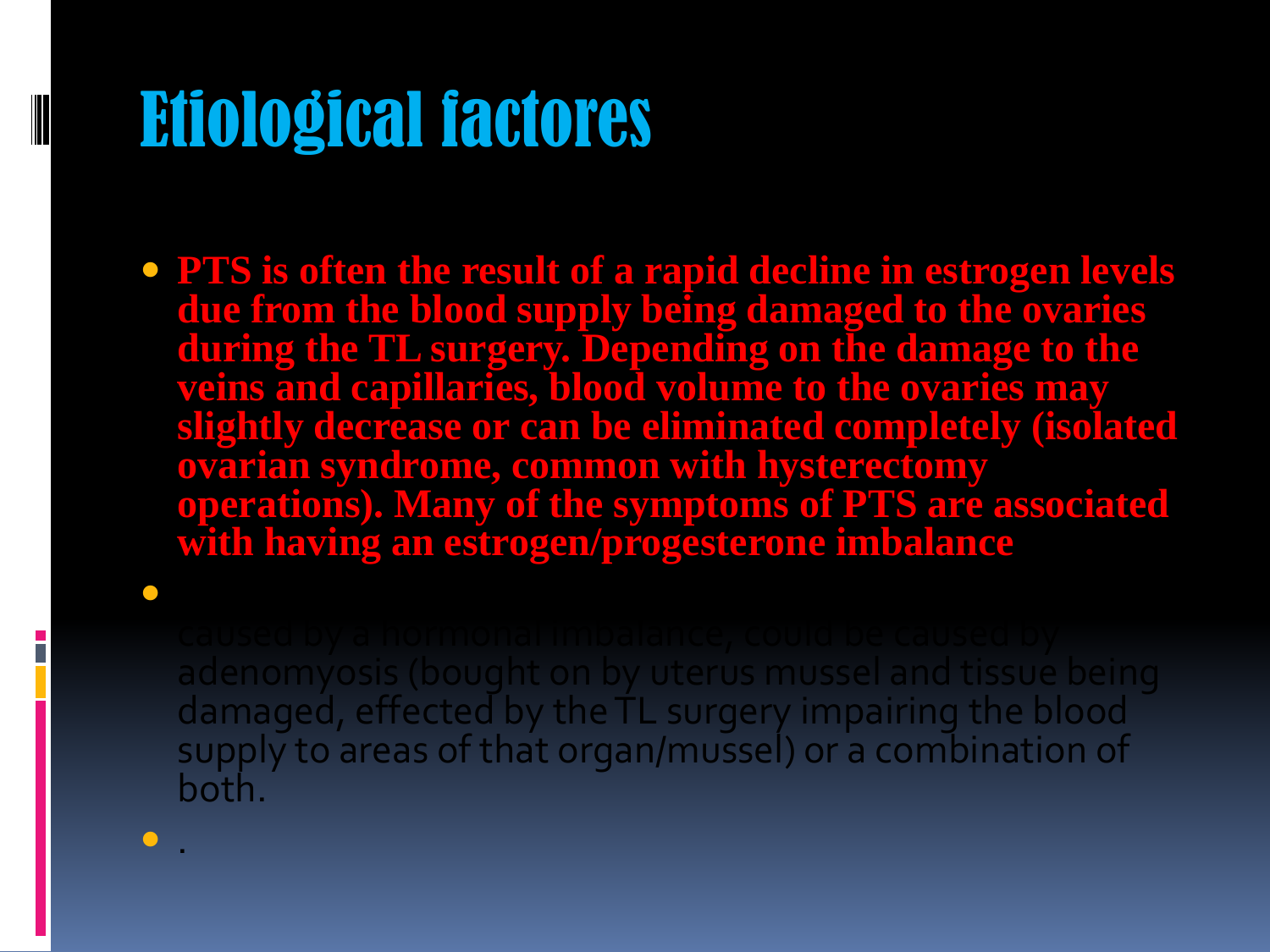# Etiological factores

- **PTS is often the result of a rapid decline in estrogen levels due from the blood supply being damaged to the ovaries during the TL surgery. Depending on the damage to the veins and capillaries, blood volume to the ovaries may slightly decrease or can be eliminated completely (isolated ovarian syndrome, common with hysterectomy operations). Many of the symptoms of PTS are associated with having an estrogen/progesterone imbalance**
- caused by a hormonal imbalance, could be caused by adenomyosis (bought on by uterus mussel and tissue being damaged, effected by the TL surgery impairing the blood supply to areas of that organ/mussel) or a combination of both.
- .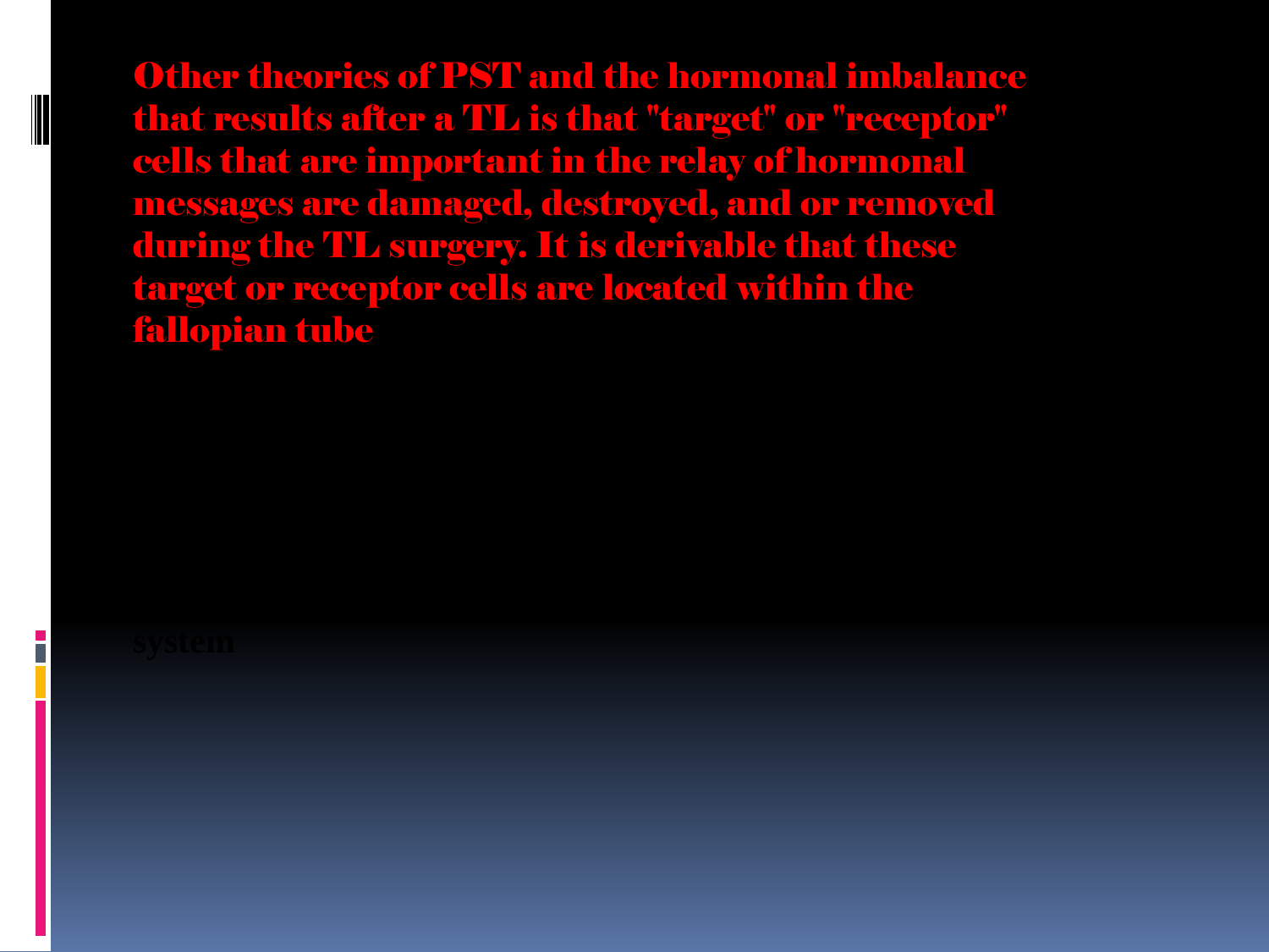Other theories of PST and the hormonal imbalance that results after a TL is that "target" or "receptor" cells that are important in the relay of hormonal messages are damaged, destroyed, and or removed during the TL surgery. It is derivable that these target or receptor cells are located within the fallopian tube

system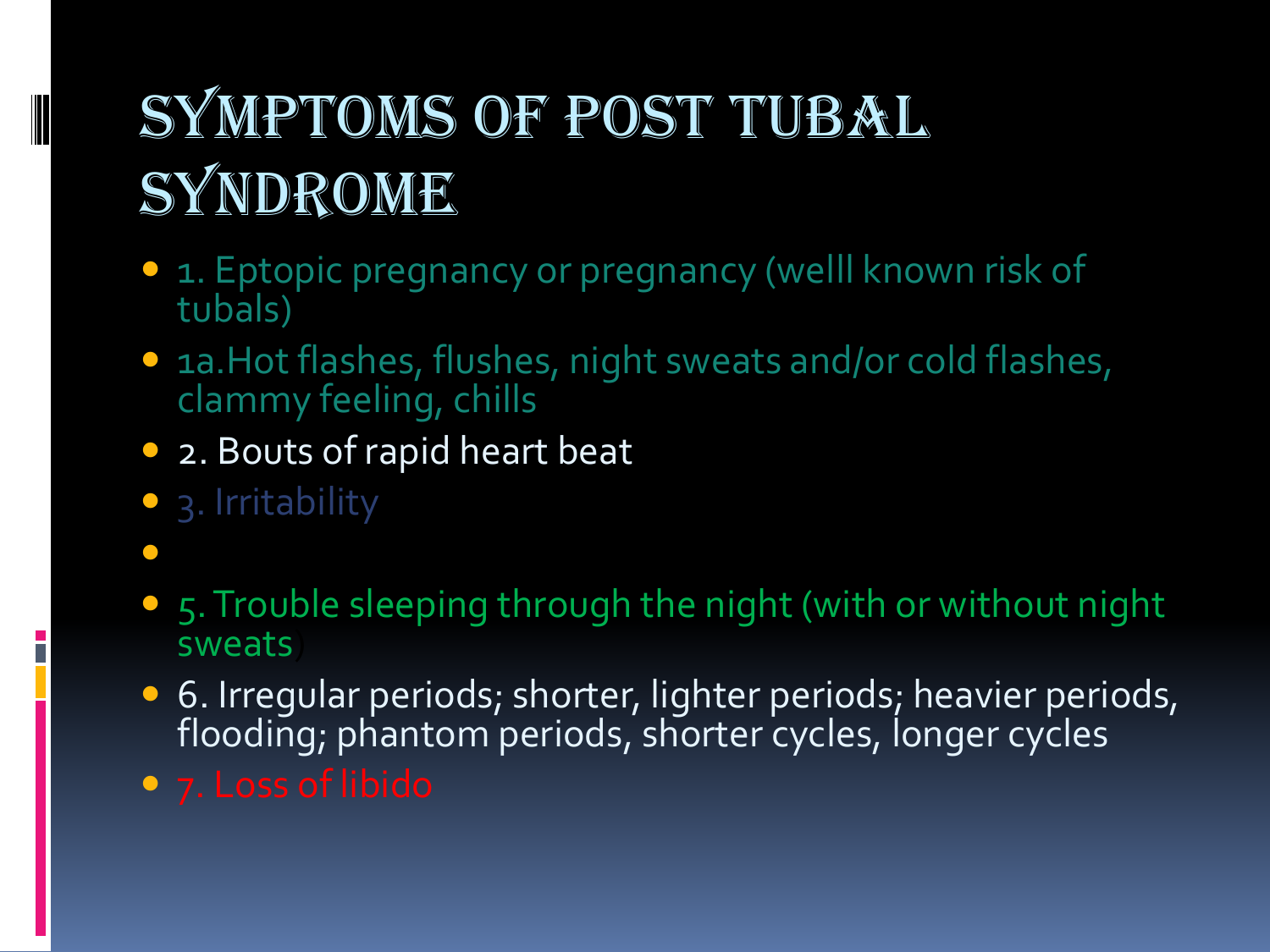# Symptoms of Post Tubal Syndrome

- 1. Eptopic pregnancy or pregnancy (welll known risk of tubals)
- 1a.Hot flashes, flushes, night sweats and/or cold flashes, clammy feeling, chills
- 2. Bouts of rapid heart beat
- 3. Irritability
- 
- 5. Trouble sleeping through the night (with or without night sweats)
- 6. Irregular periods; shorter, lighter periods; heavier periods, flooding; phantom periods, shorter cycles, longer cycles
- 7. Loss of libido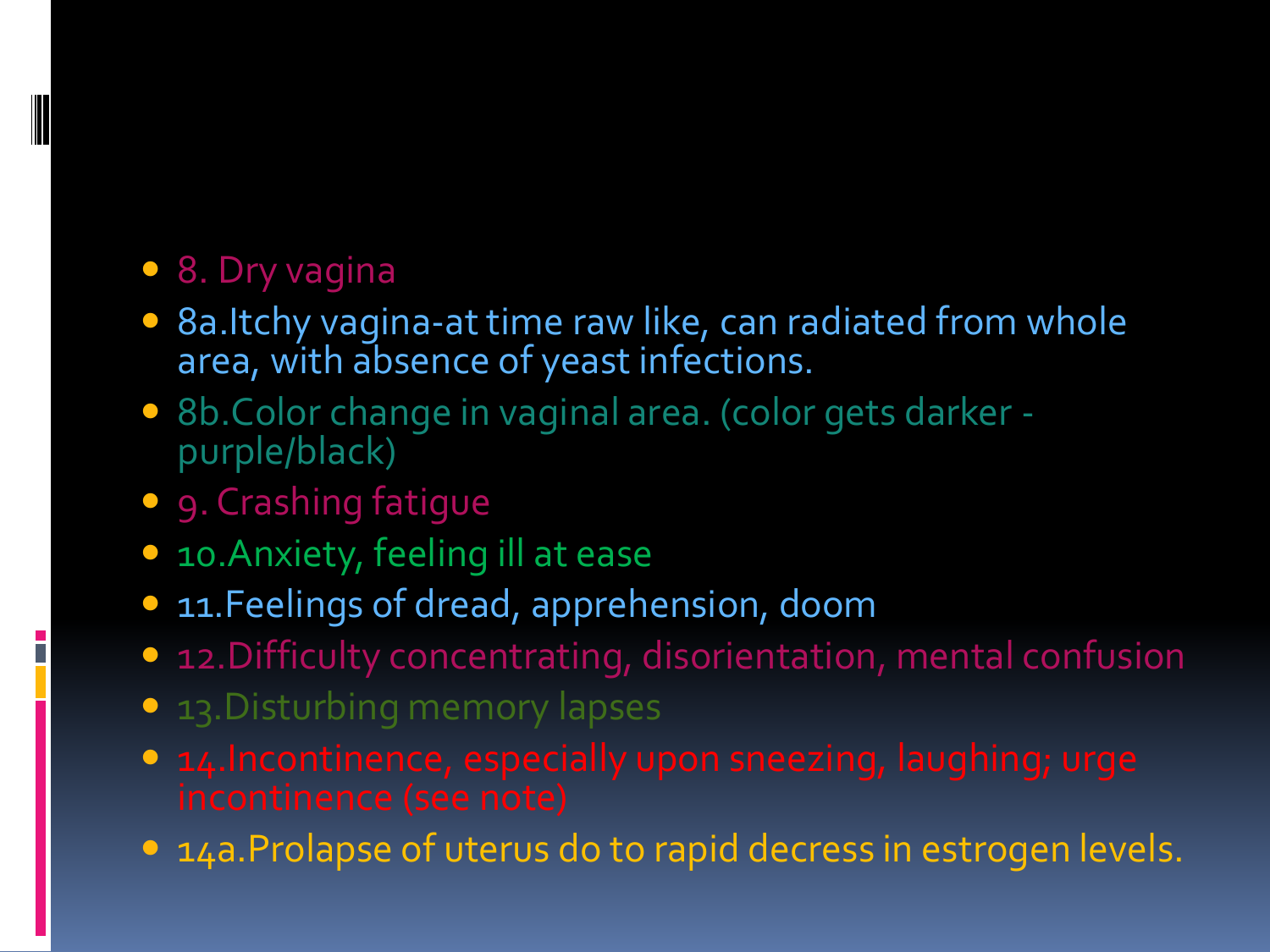- 8. Dry vagina
- 8a.Itchy vagina-at time raw like, can radiated from whole area, with absence of yeast infections.
- 8b.Color change in vaginal area. (color gets darker - purple/black)
- 9. Crashing fatigue
- 10.Anxiety, feeling ill at ease
- 11.Feelings of dread, apprehension, doom
- 12.Difficulty concentrating, disorientation, mental confusion
- 13.Disturbing memory lapses
- 14.Incontinence, especially upon sneezing, laughing; urge incontinence (see note)
- 14a.Prolapse of uterus do to rapid decress in estrogen levels.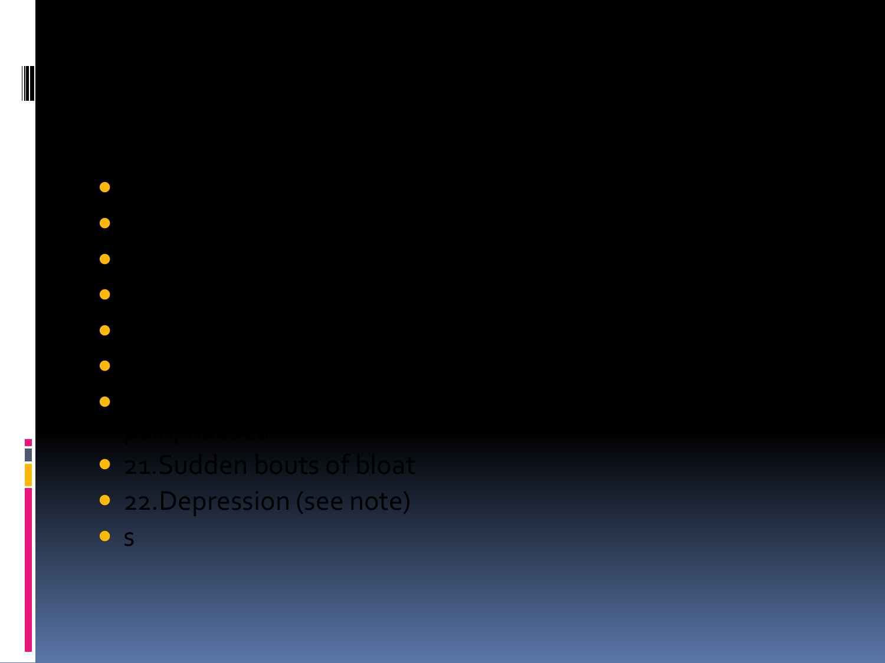- 21.Sudden bouts of bloat
- 22.Depression (see note)
- s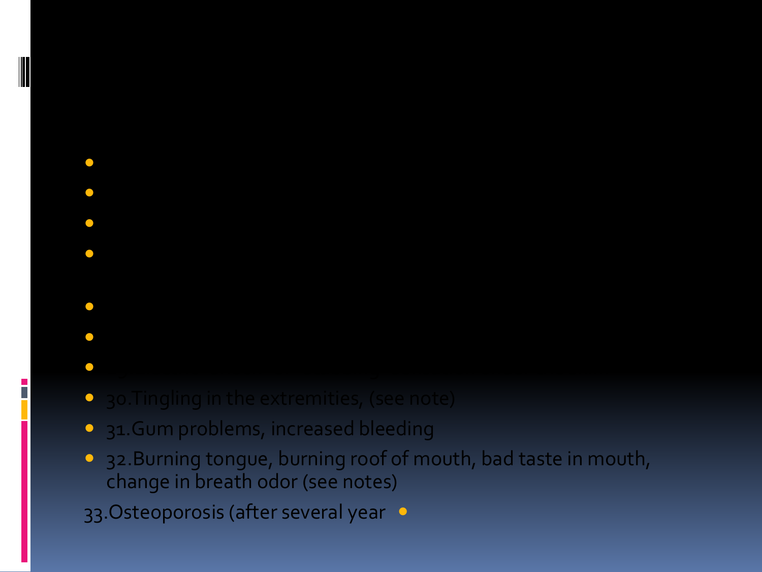- 30.Tingling in the extremities, (see note)
- 31.Gum problems, increased bleeding
- 32.Burning tongue, burning roof of mouth, bad taste in mouth, change in breath odor (see notes)

33.Osteoporosis (after several year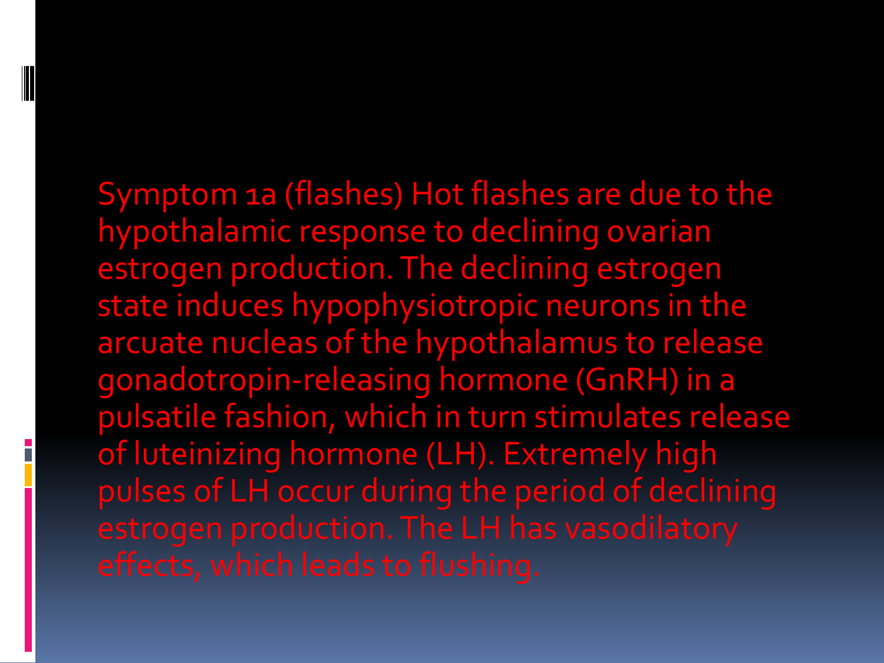Symptom 1a (flashes) Hot flashes are due to the hypothalamic response to declining ovarian estrogen production. The declining estrogen state induces hypophysiotropic neurons in the arcuate nucleas of the hypothalamus to release gonadotropin-releasing hormone (GnRH) in a pulsatile fashion, which in turn stimulates release of luteinizing hormone (LH). Extremely high pulses of LH occur during the period of declining estrogen production. The LH has vasodilatory effects, which leads to flushing.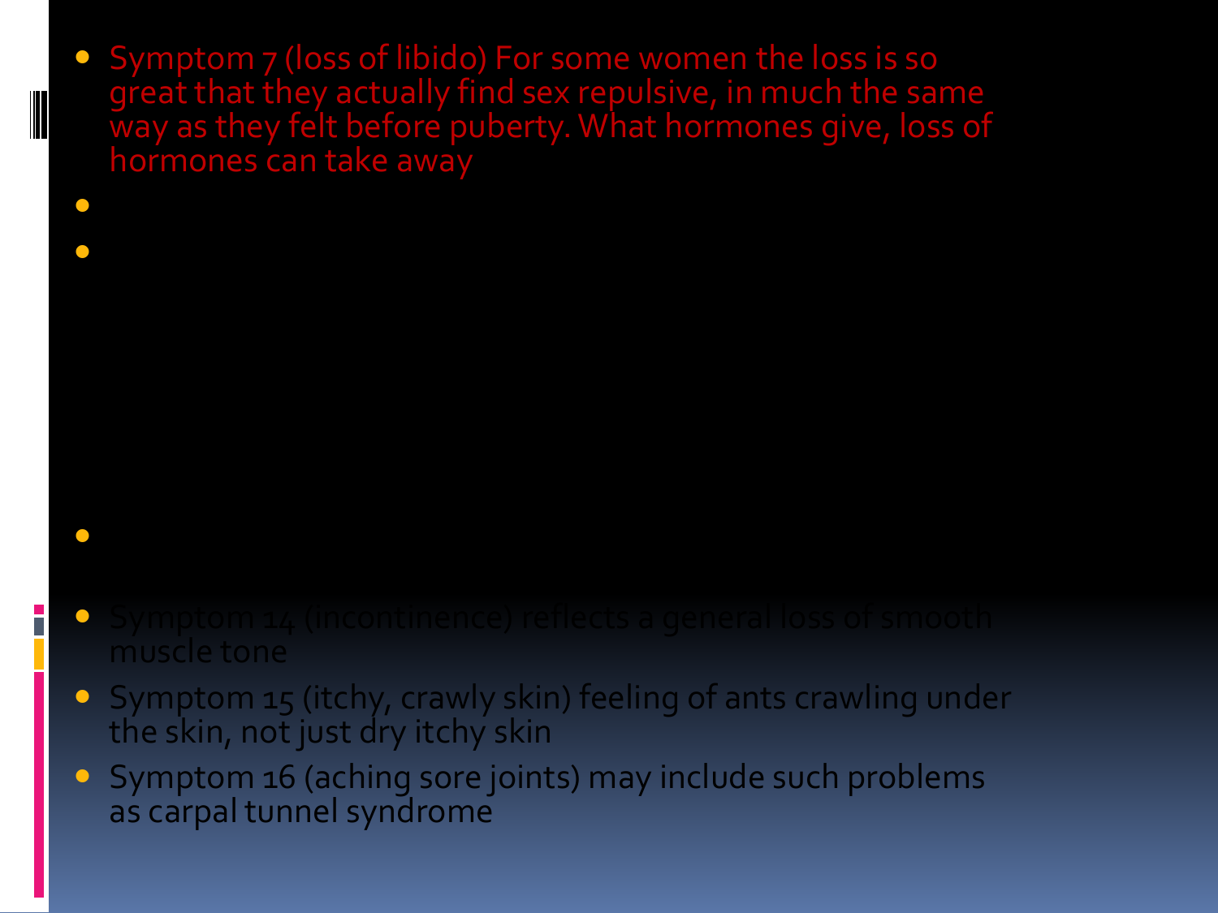- Symptom 7 (loss of libido) For some women the loss is so great that they actually find sex repulsive, in much the same way as they felt before puberty. What hormones give, loss of hormones can take away
- 
- 
- 
- Symptom 14 (incontinence) reflects a general loss of smooth muscle tone
- Symptom 15 (itchy, crawly skin) feeling of ants crawling under the skin, not just dry itchy skin
- Symptom 16 (aching sore joints) may include such problems as carpal tunnel syndrome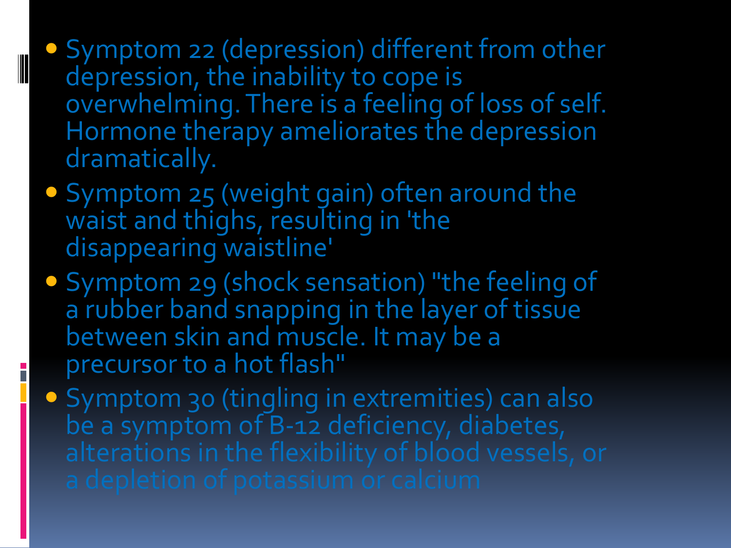- Symptom 22 (depression) different from other depression, the inability to cope is overwhelming. There is a feeling of loss of self. Hormone therapy ameliorates the depression dramatically.
- Symptom 25 (weight gain) often around the waist and thighs, resulting in 'the disappearing waistline'
- Symptom 29 (shock sensation) "the feeling of a rubber band snapping in the layer of tissue between skin and muscle. It may be a precursor to a hot flash"
- Symptom 30 (tingling in extremities) can also be a symptom of B-12 deficiency, diabetes, alterations in the flexibility of blood vessels, or a depletion of potassium or calcium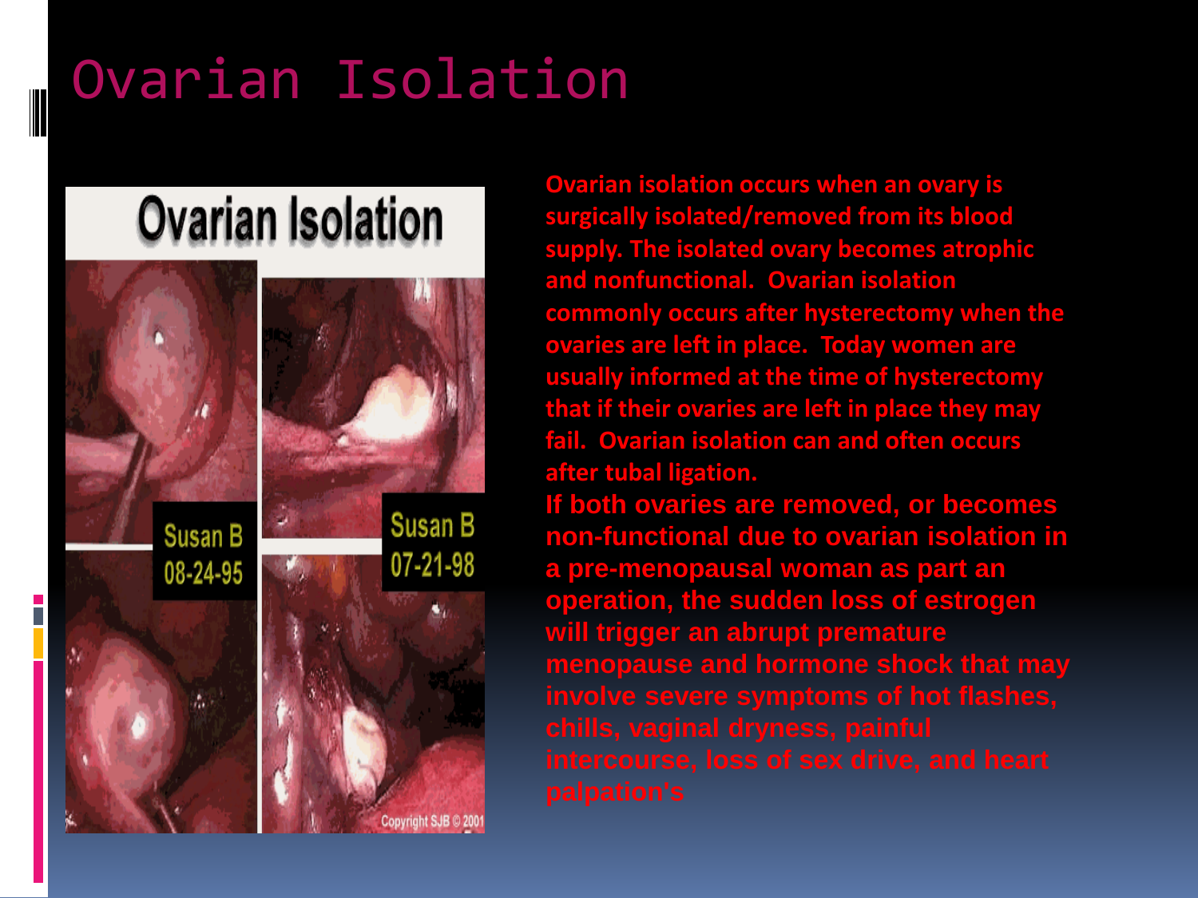# Ovarian Isolation

Ovarian isolation occurs when an ovary is surgically isolated/removed from its blood supply. The isolated ovary becomes atrophic and nonfunctional. Ovarian isolation commonly occurs after hysterectomy when the ovaries are left in place. Today women are usually informed at the time of hysterectomy that if their ovaries are left in place they may fail. Ovarian isolation can and often occurs after tubal ligation.

If both ovaries are removed, or becomes non-functional due to ovarian isolation in a pre-menopausal woman as part an operation, the sudden loss of estrogen will trigger an abrupt premature menopause and hormone shock that may involve severe symptoms of hot flashes, chills, vaginal dryness, painful intercourse, loss of sex drive, and heart palpation's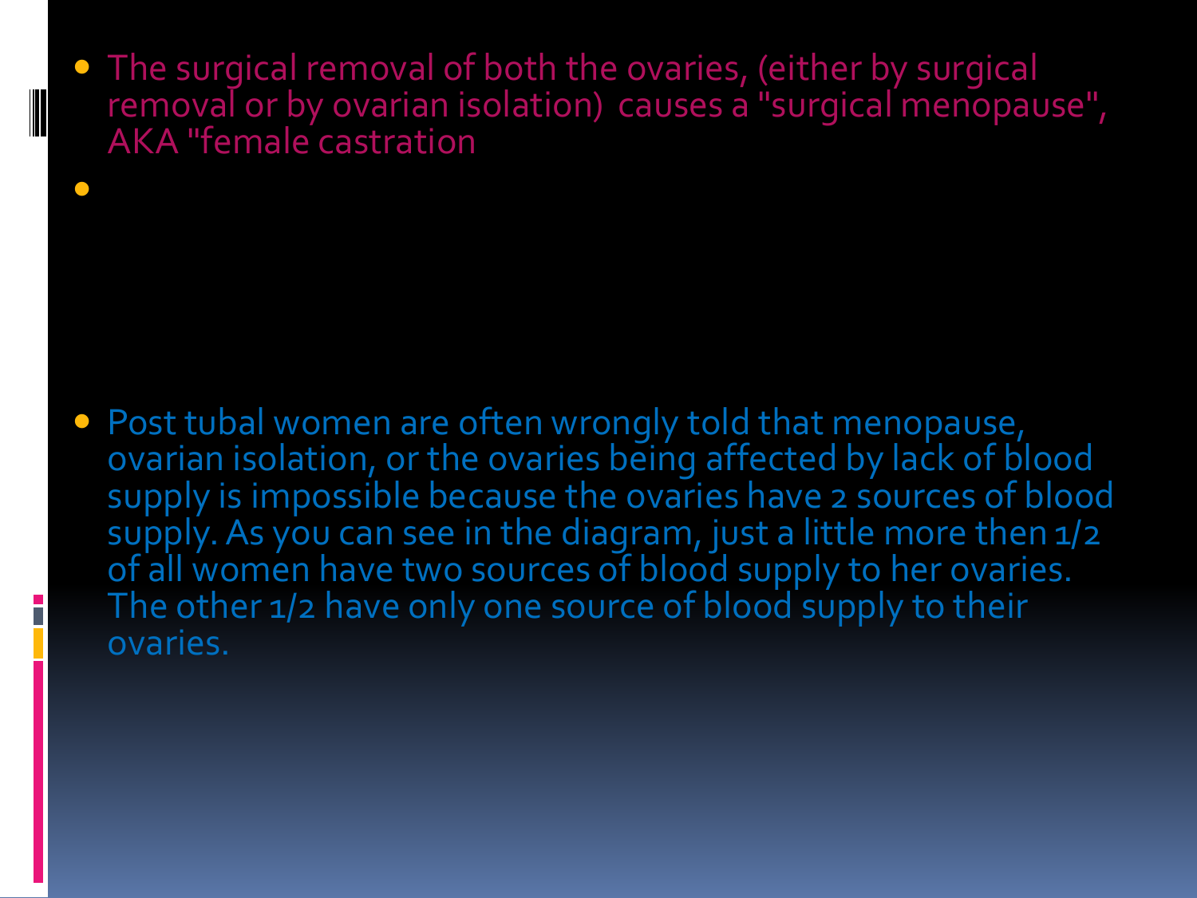- The surgical removal of both the ovaries, (either by surgical removal or by ovarian isolation) causes a "surgical menopause", AKA "female castration
- 
- Post tubal women are often wrongly told that menopause, ovarian isolation, or the ovaries being affected by lack of blood supply is impossible because the ovaries have 2 sources of blood supply. As you can see in the diagram, just a little more then 1/2 of all women have two sources of blood supply to her ovaries. The other 1/2 have only one source of blood supply to their ovaries.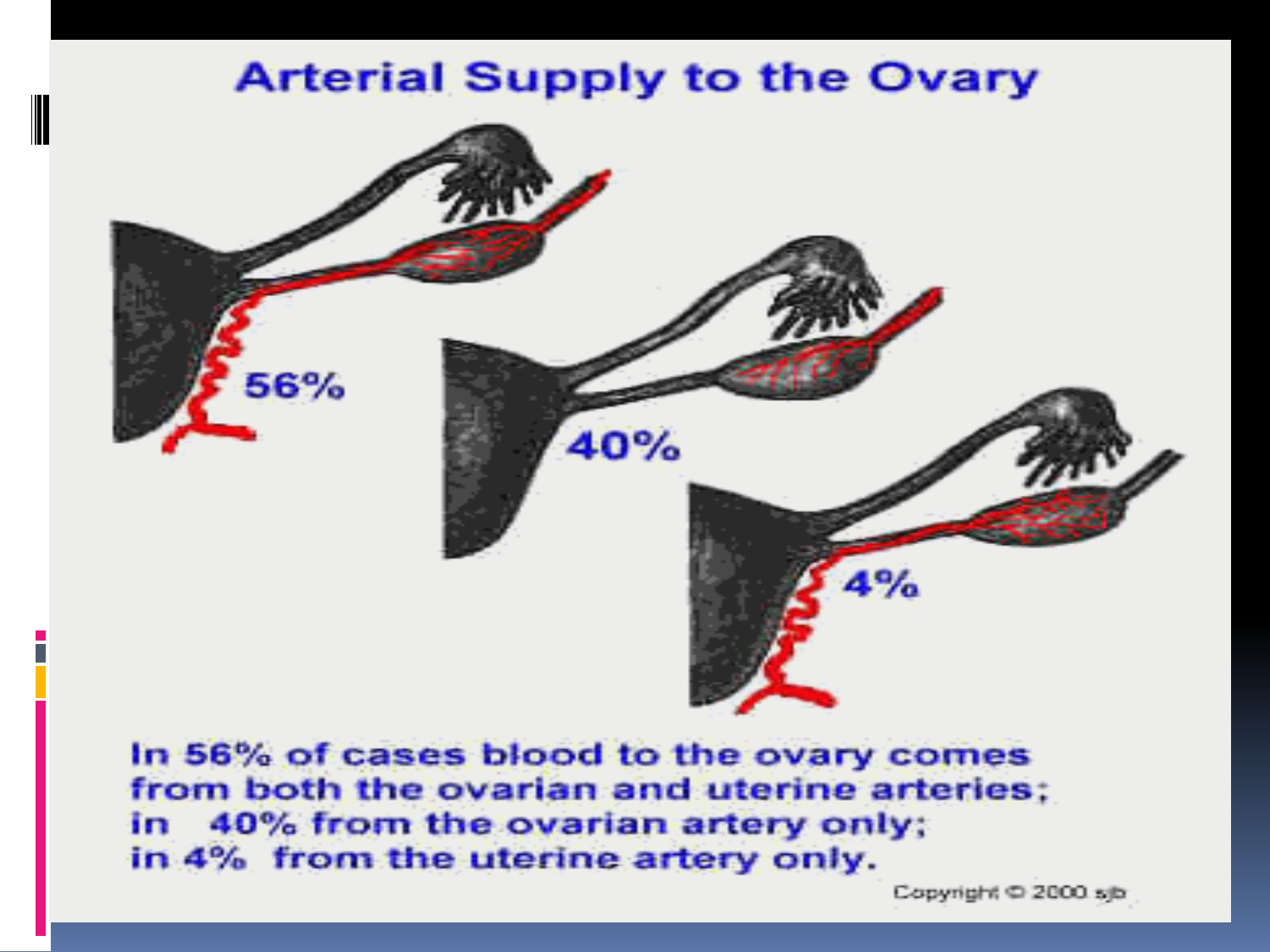# Arterial Supply to the Ovary

56%

40%

4%

In 56% of cases blood to the ovary comes from both the ovarian and uterine arteries; in 40% from the ovarian artery only; in 4% from the uterine artery only.

Copyright © 2000 sjb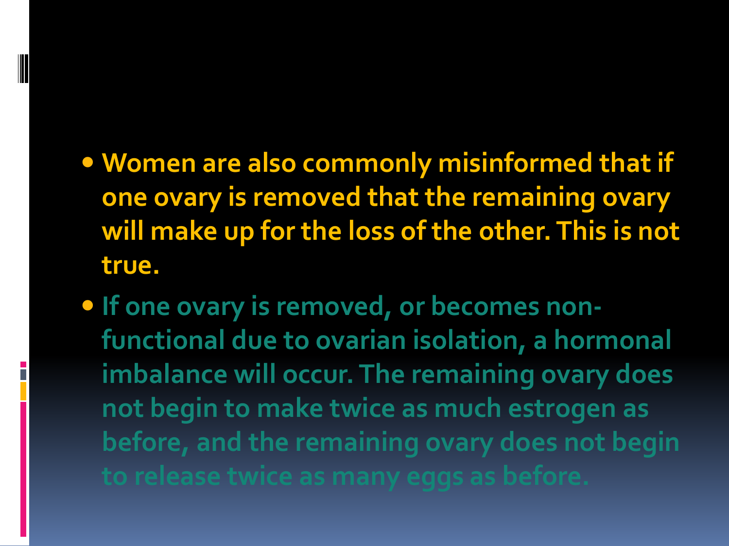- **Women are also commonly misinformed that if one ovary is removed that the remaining ovary will make up for the loss of the other. This is not true.**
- **If one ovary is removed, or becomes non-functional due to ovarian isolation, a hormonal imbalance will occur. The remaining ovary does not begin to make twice as much estrogen as before, and the remaining ovary does not begin to release twice as many eggs as before.**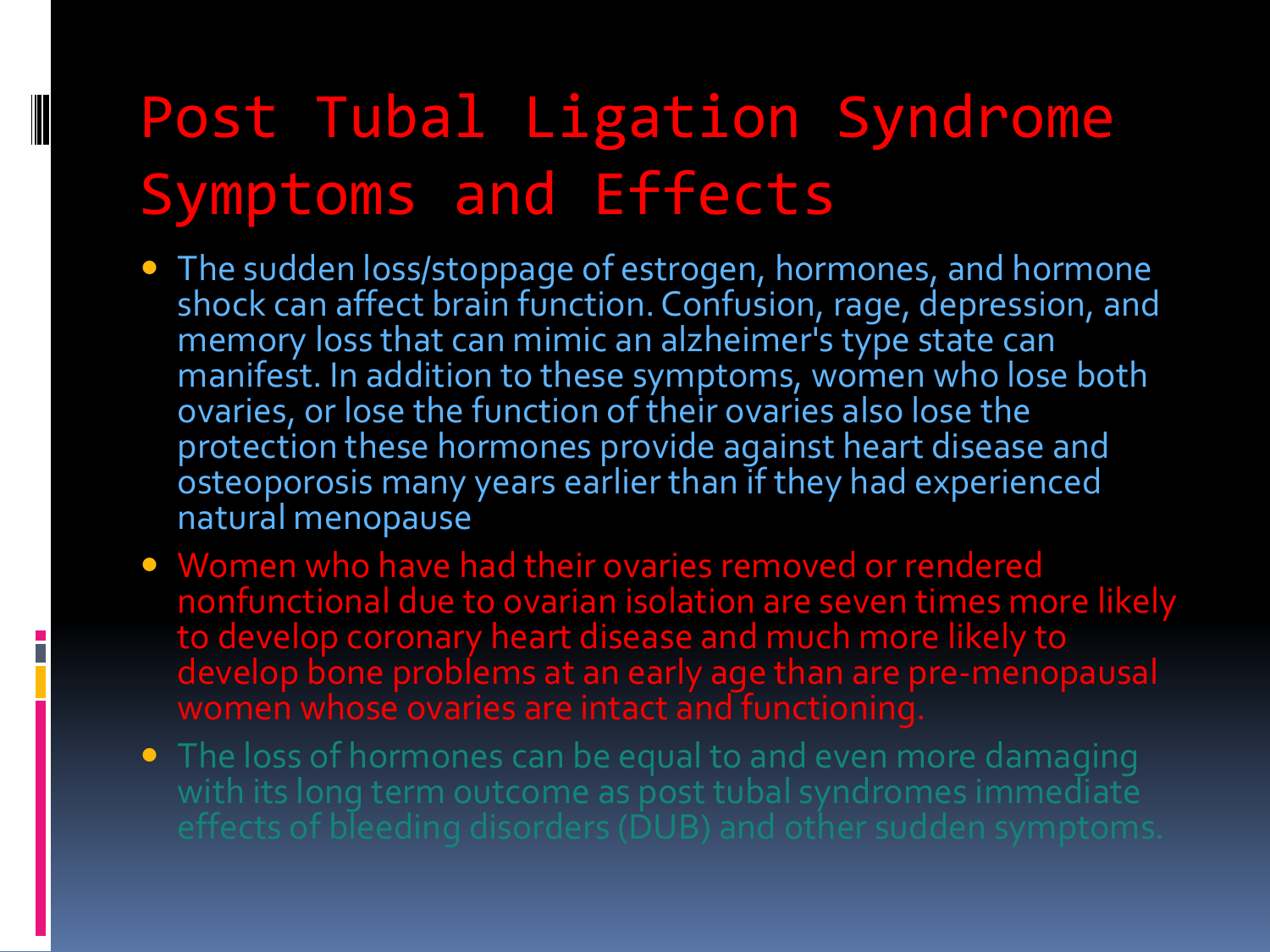# Post Tubal Ligation Syndrome Symptoms and Effects

- The sudden loss/stoppage of estrogen, hormones, and hormone shock can affect brain function. Confusion, rage, depression, and memory loss that can mimic an alzheimer's type state can manifest. In addition to these symptoms, women who lose both ovaries, or lose the function of their ovaries also lose the protection these hormones provide against heart disease and osteoporosis many years earlier than if they had experienced natural menopause
- Women who have had their ovaries removed or rendered nonfunctional due to ovarian isolation are seven times more likely to develop coronary heart disease and much more likely to develop bone problems at an early age than are pre-menopausal women whose ovaries are intact and functioning.
- The loss of hormones can be equal to and even more damaging with its long term outcome as post tubal syndromes immediate effects of bleeding disorders (DUB) and other sudden symptoms.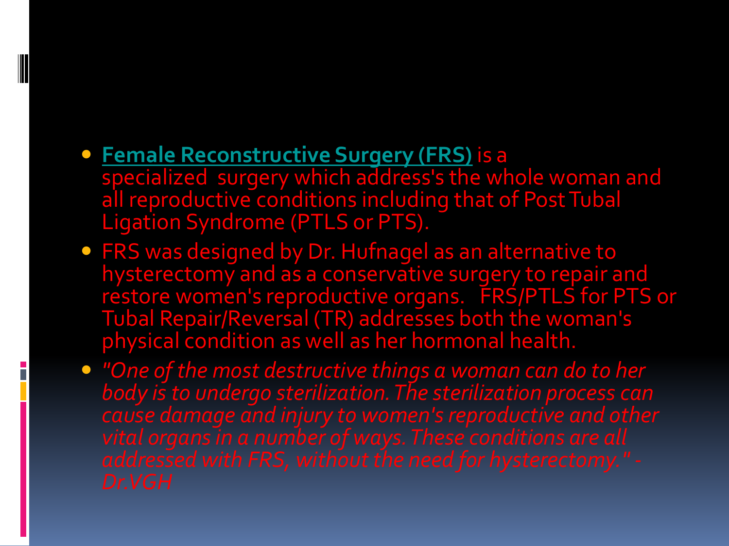- **Female Reconstructive Surgery (FRS)** is a specialized surgery which address's the whole woman and all reproductive conditions including that of Post Tubal Ligation Syndrome (PTLS or PTS).
- FRS was designed by Dr. Hufnagel as an alternative to hysterectomy and as a conservative surgery to repair and restore women's reproductive organs. FRS/PTLS for PTS or Tubal Repair/Reversal (TR) addresses both the woman's physical condition as well as her hormonal health.
- *"One of the most destructive things a woman can do to her body is to undergo sterilization. The sterilization process can cause damage and injury to women's reproductive and other vital organs in a number of ways. These conditions are all addressed with FRS, without the need for hysterectomy." - Dr.VGH*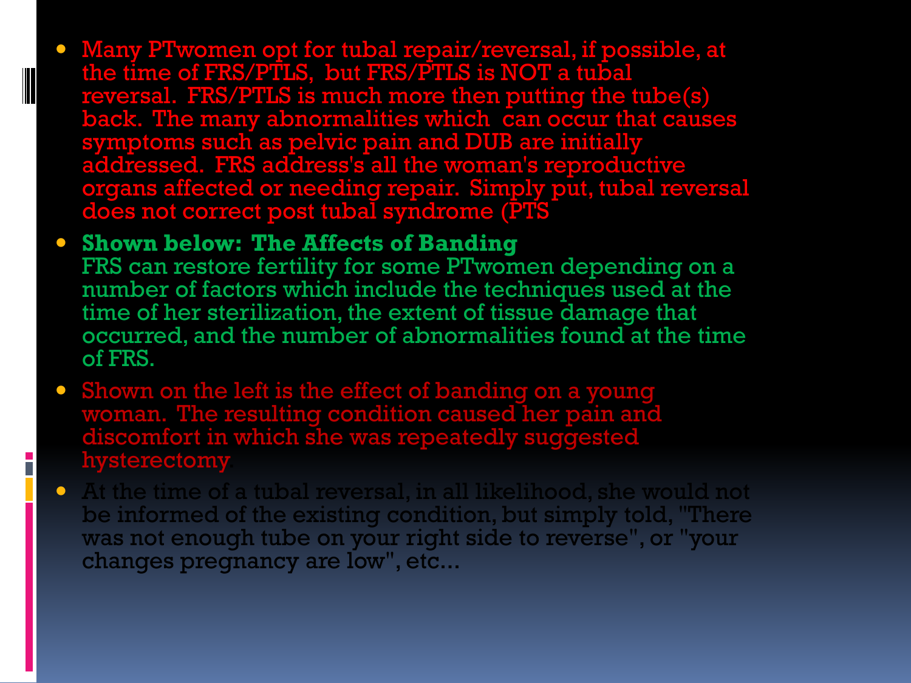- Many PTwomen opt for tubal repair/reversal, if possible, at the time of FRS/PTLS, but FRS/PTLS is NOT a tubal reversal. FRS/PTLS is much more then putting the tube(s) back. The many abnormalities which can occur that causes symptoms such as pelvic pain and DUB are initially addressed. FRS address's all the woman's reproductive organs affected or needing repair. Simply put, tubal reversal does not correct post tubal syndrome (PTS
- **Shown below: The Affects of Banding**
  FRS can restore fertility for some PTwomen depending on a number of factors which include the techniques used at the time of her sterilization, the extent of tissue damage that occurred, and the number of abnormalities found at the time of FRS.
- Shown on the left is the effect of banding on a young woman. The resulting condition caused her pain and discomfort in which she was repeatedly suggested hysterectomy.
- At the time of a tubal reversal, in all likelihood, she would not be informed of the existing condition, but simply told, "There was not enough tube on your right side to reverse", or "your changes pregnancy are low", etc...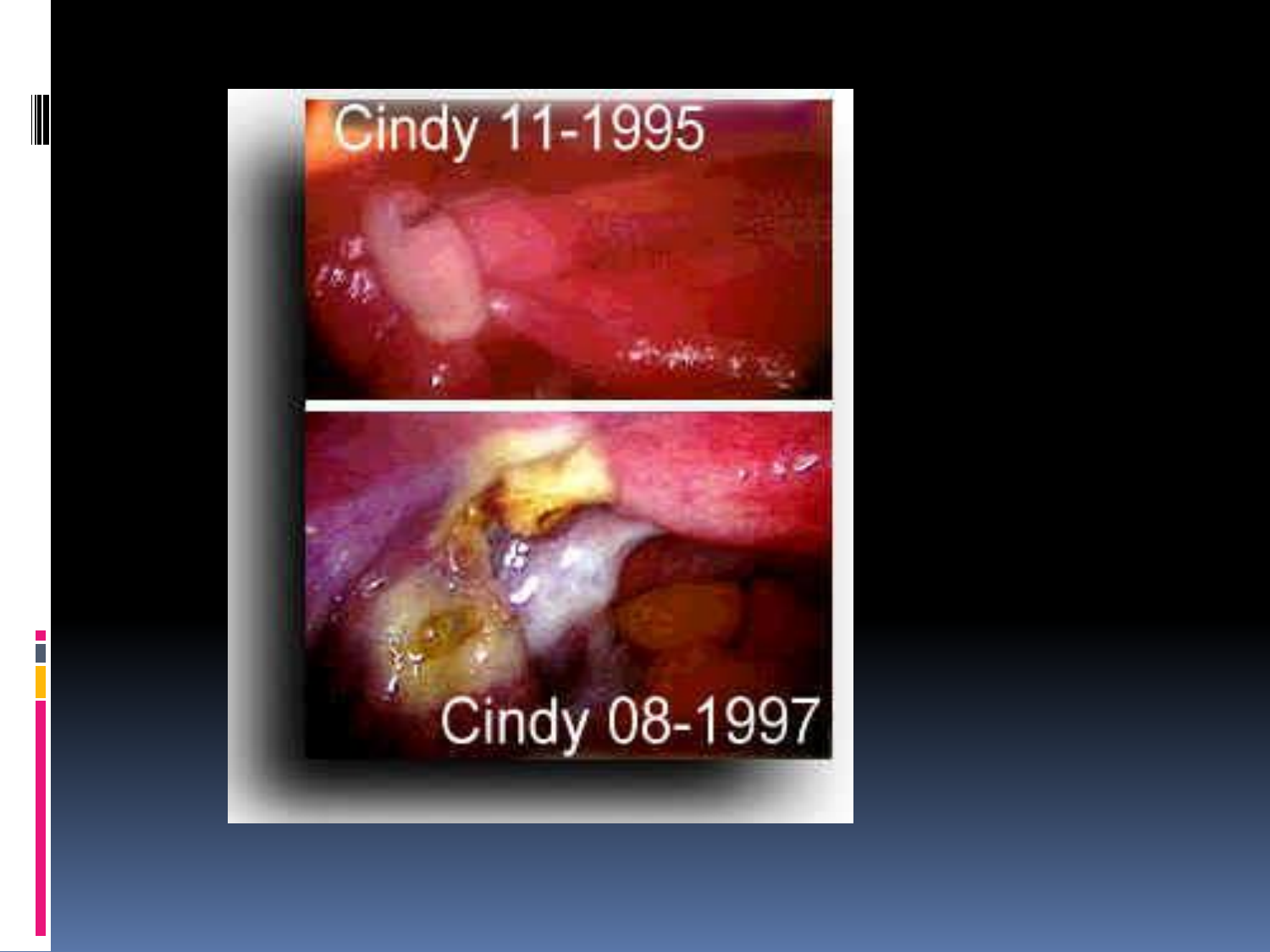Cindy 11-1995

Cindy 08-1997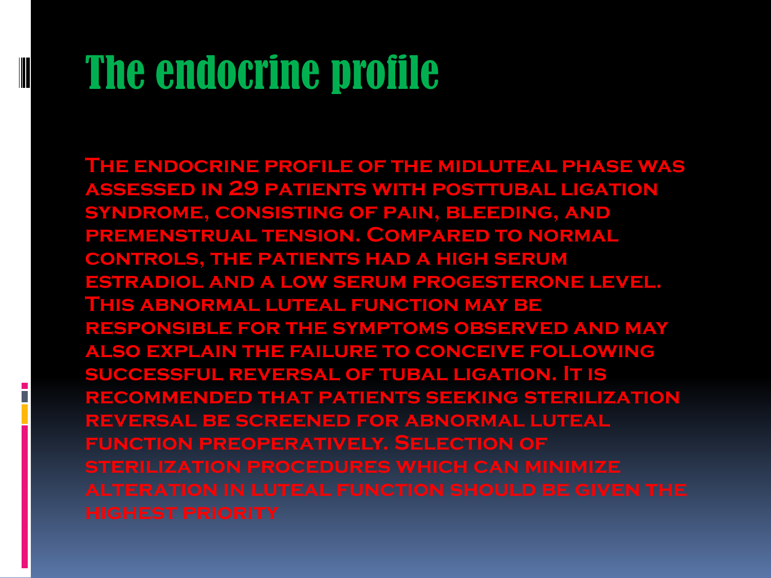# The endocrine profile

The endocrine profile of the midluteal phase was assessed in 29 patients with posttubal ligation syndrome, consisting of pain, bleeding, and premenstrual tension. Compared to normal controls, the patients had a high serum estradiol and a low serum progesterone level. This abnormal luteal function may be responsible for the symptoms observed and may also explain the failure to conceive following successful reversal of tubal ligation. It is recommended that patients seeking sterilization reversal be screened for abnormal luteal function preoperatively. Selection of sterilization procedures which can minimize alteration in luteal function should be given the highest priority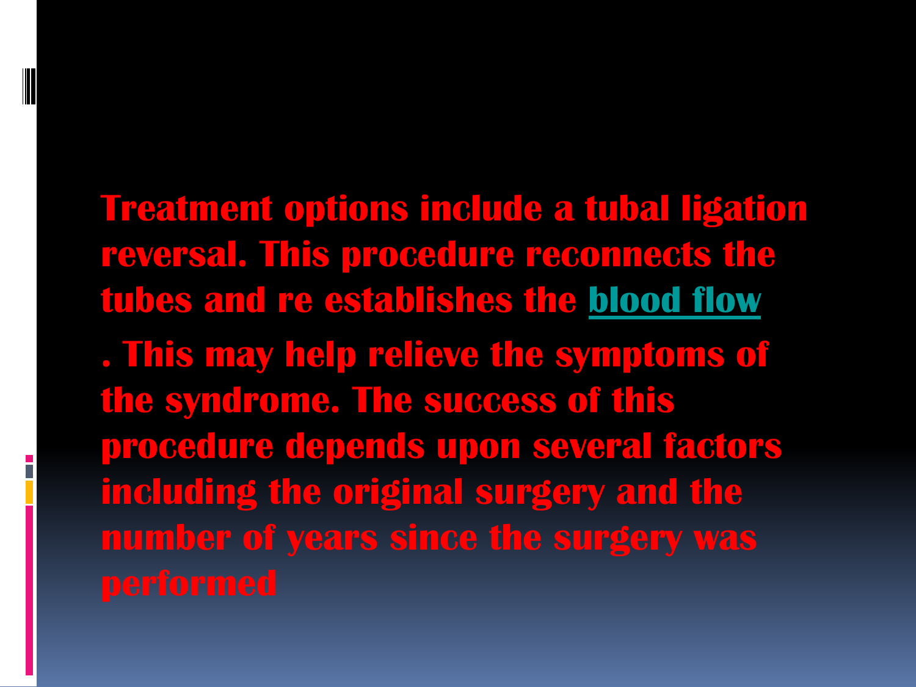Treatment options include a tubal ligation reversal. This procedure reconnects the tubes and re establishes the blood flow

. This may help relieve the symptoms of the syndrome. The success of this procedure depends upon several factors including the original surgery and the number of years since the surgery was performed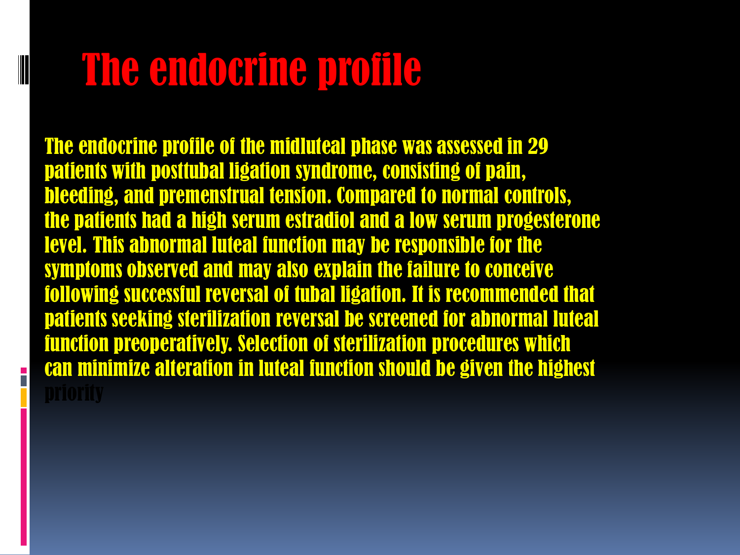# The endocrine profile

The endocrine profile of the midluteal phase was assessed in 29 patients with posttubal ligation syndrome, consisting of pain, bleeding, and premenstrual tension. Compared to normal controls, the patients had a high serum estradiol and a low serum progesterone level. This abnormal luteal function may be responsible for the symptoms observed and may also explain the failure to conceive following successful reversal of tubal ligation. It is recommended that patients seeking sterilization reversal be screened for abnormal luteal function preoperatively. Selection of sterilization procedures which can minimize alteration in luteal function should be given the highest priority